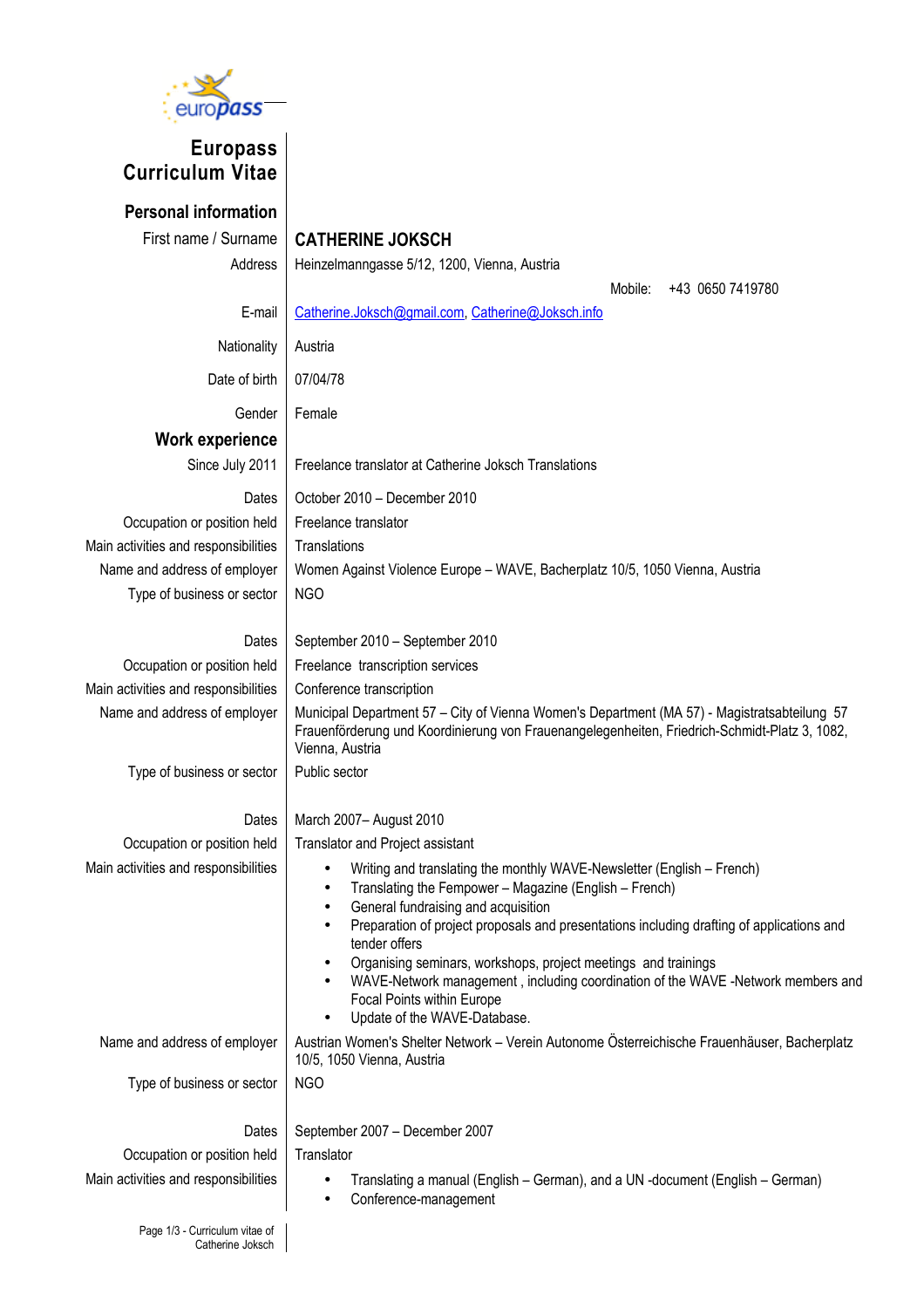# Europass Curriculum Vitae

## Personal information

| | |
|---|---|
| First name / Surname | **CATHERINE JOKSCH** |
| Address | Heinzelmanngasse 5/12, 1200, Vienna, Austria |
| | Mobile: +43 0650 7419780 |
| E-mail | Catherine.Joksch@gmail.com, Catherine@Joksch.info |
| Nationality | Austria |
| Date of birth | 07/04/78 |
| Gender | Female |

## Work experience

| | |
|---|---|
| Since July 2011 | Freelance translator at Catherine Joksch Translations |
| | |
| Dates | October 2010 – December 2010 |
| Occupation or position held | Freelance translator |
| Main activities and responsibilities | Translations |
| Name and address of employer | Women Against Violence Europe – WAVE, Bacherplatz 10/5, 1050 Vienna, Austria |
| Type of business or sector | NGO |
| | |
| Dates | September 2010 – September 2010 |
| Occupation or position held | Freelance transcription services |
| Main activities and responsibilities | Conference transcription |
| Name and address of employer | Municipal Department 57 – City of Vienna Women's Department (MA 57) - Magistratsabteilung 57 Frauenförderung und Koordinierung von Frauenangelegenheiten, Friedrich-Schmidt-Platz 3, 1082, Vienna, Austria |
| Type of business or sector | Public sector |
| | |
| Dates | March 2007– August 2010 |
| Occupation or position held | Translator and Project assistant |
| Main activities and responsibilities | • Writing and translating the monthly WAVE-Newsletter (English – French)<br>• Translating the Fempower – Magazine (English – French)<br>• General fundraising and acquisition<br>• Preparation of project proposals and presentations including drafting of applications and tender offers<br>• Organising seminars, workshops, project meetings and trainings<br>• WAVE-Network management , including coordination of the WAVE -Network members and Focal Points within Europe<br>• Update of the WAVE-Database. |
| Name and address of employer | Austrian Women's Shelter Network – Verein Autonome Österreichische Frauenhäuser, Bacherplatz 10/5, 1050 Vienna, Austria |
| Type of business or sector | NGO |
| | |
| Dates | September 2007 – December 2007 |
| Occupation or position held | Translator |
| Main activities and responsibilities | • Translating a manual (English – German), and a UN -document (English – German)<br>• Conference-management |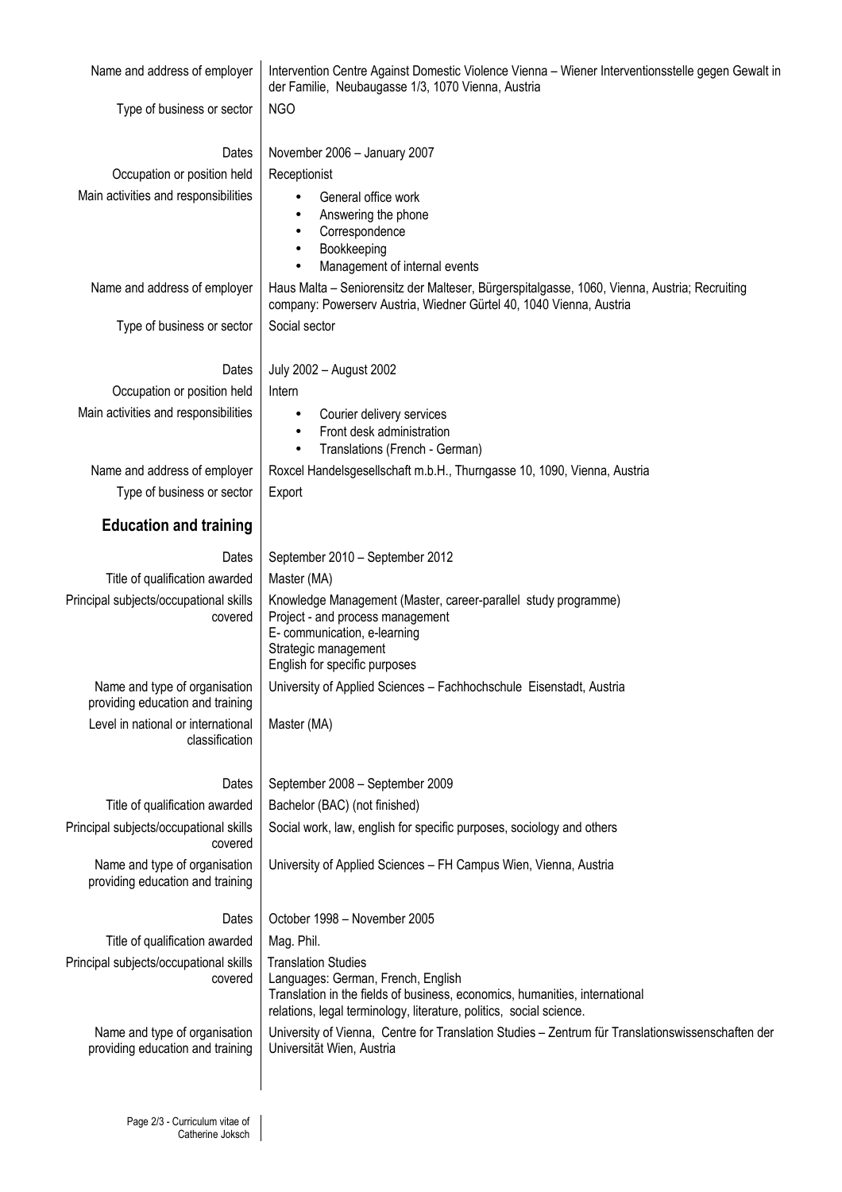| | |
|---|---|
| Name and address of employer | Intervention Centre Against Domestic Violence Vienna – Wiener Interventionsstelle gegen Gewalt in der Familie, Neubaugasse 1/3, 1070 Vienna, Austria |
| Type of business or sector | NGO |
| | |
| Dates | November 2006 – January 2007 |
| Occupation or position held | Receptionist |
| Main activities and responsibilities | • General office work<br>• Answering the phone<br>• Correspondence<br>• Bookkeeping<br>• Management of internal events |
| Name and address of employer | Haus Malta – Seniorensitz der Malteser, Bürgerspitalgasse, 1060, Vienna, Austria; Recruiting company: Powerserv Austria, Wiedner Gürtel 40, 1040 Vienna, Austria |
| Type of business or sector | Social sector |
| | |
| Dates | July 2002 – August 2002 |
| Occupation or position held | Intern |
| Main activities and responsibilities | • Courier delivery services<br>• Front desk administration<br>• Translations (French - German) |
| Name and address of employer | Roxcel Handelsgesellschaft m.b.H., Thurngasse 10, 1090, Vienna, Austria |
| Type of business or sector | Export |

## Education and training

| | |
|---|---|
| Dates | September 2010 – September 2012 |
| Title of qualification awarded | Master (MA) |
| Principal subjects/occupational skills covered | Knowledge Management (Master, career-parallel study programme)<br>Project - and process management<br>E- communication, e-learning<br>Strategic management<br>English for specific purposes |
| Name and type of organisation providing education and training | University of Applied Sciences – Fachhochschule Eisenstadt, Austria |
| Level in national or international classification | Master (MA) |
| | |
| Dates | September 2008 – September 2009 |
| Title of qualification awarded | Bachelor (BAC) (not finished) |
| Principal subjects/occupational skills covered | Social work, law, english for specific purposes, sociology and others |
| Name and type of organisation providing education and training | University of Applied Sciences – FH Campus Wien, Vienna, Austria |
| | |
| Dates | October 1998 – November 2005 |
| Title of qualification awarded | Mag. Phil. |
| Principal subjects/occupational skills covered | Translation Studies<br>Languages: German, French, English<br>Translation in the fields of business, economics, humanities, international relations, legal terminology, literature, politics, social science. |
| Name and type of organisation providing education and training | University of Vienna, Centre for Translation Studies – Zentrum für Translationswissenschaften der Universität Wien, Austria |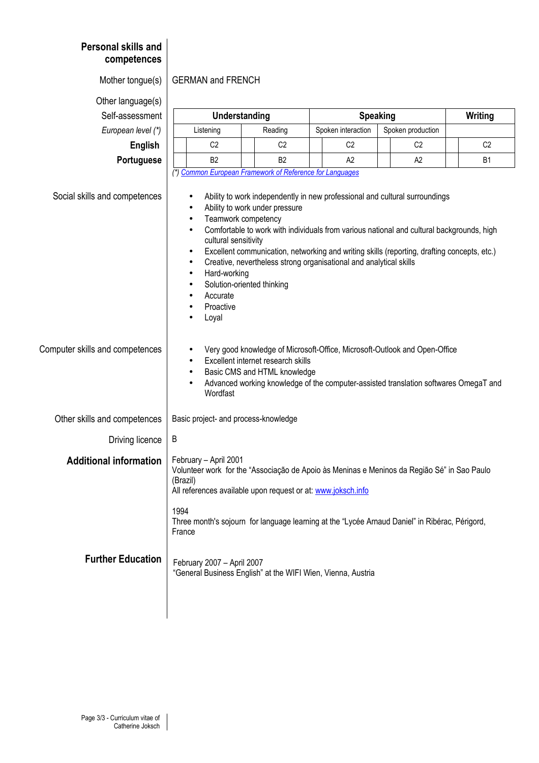## Personal skills and competences

**Mother tongue(s):** GERMAN and FRENCH

**Other language(s)**

| Self-assessment<br>*European level (\*)* | Understanding | | Speaking | | Writing |
|---|---|---|---|---|---|
| | Listening | Reading | Spoken interaction | Spoken production | |
| **English** | C2 | C2 | C2 | C2 | C2 |
| **Portuguese** | B2 | B2 | A2 | A2 | B1 |

*(\*) Common European Framework of Reference for Languages*

**Social skills and competences**

- Ability to work independently in new professional and cultural surroundings
- Ability to work under pressure
- Teamwork competency
- Comfortable to work with individuals from various national and cultural backgrounds, high cultural sensitivity
- Excellent communication, networking and writing skills (reporting, drafting concepts, etc.)
- Creative, nevertheless strong organisational and analytical skills
- Hard-working
- Solution-oriented thinking
- Accurate
- Proactive
- Loyal

**Computer skills and competences**

- Very good knowledge of Microsoft-Office, Microsoft-Outlook and Open-Office
- Excellent internet research skills
- Basic CMS and HTML knowledge
- Advanced working knowledge of the computer-assisted translation softwares OmegaT and Wordfast

**Other skills and competences:** Basic project- and process-knowledge

**Driving licence:** B

## Additional information

February – April 2001
Volunteer work for the "Associação de Apoio às Meninas e Meninos da Região Sé" in Sao Paulo (Brazil)
All references available upon request or at: www.joksch.info

1994
Three month's sojourn for language learning at the "Lycée Arnaud Daniel" in Ribérac, Périgord, France

## Further Education

February 2007 – April 2007
"General Business English" at the WIFI Wien, Vienna, Austria